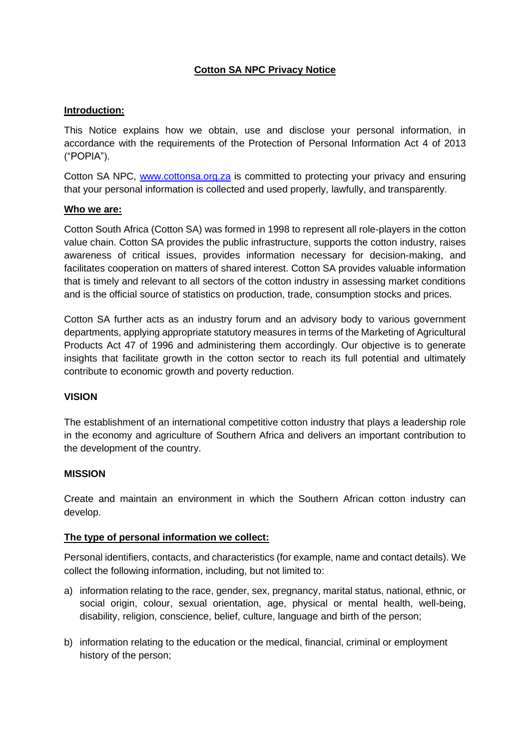# Cotton SA NPC Privacy Notice

## Introduction:

This Notice explains how we obtain, use and disclose your personal information, in accordance with the requirements of the Protection of Personal Information Act 4 of 2013 ("POPIA").

Cotton SA NPC, [www.cottonsa.org.za](http://www.cottonsa.org.za) is committed to protecting your privacy and ensuring that your personal information is collected and used properly, lawfully, and transparently.

## Who we are:

Cotton South Africa (Cotton SA) was formed in 1998 to represent all role-players in the cotton value chain. Cotton SA provides the public infrastructure, supports the cotton industry, raises awareness of critical issues, provides information necessary for decision-making, and facilitates cooperation on matters of shared interest. Cotton SA provides valuable information that is timely and relevant to all sectors of the cotton industry in assessing market conditions and is the official source of statistics on production, trade, consumption stocks and prices.

Cotton SA further acts as an industry forum and an advisory body to various government departments, applying appropriate statutory measures in terms of the Marketing of Agricultural Products Act 47 of 1996 and administering them accordingly. Our objective is to generate insights that facilitate growth in the cotton sector to reach its full potential and ultimately contribute to economic growth and poverty reduction.

### VISION

The establishment of an international competitive cotton industry that plays a leadership role in the economy and agriculture of Southern Africa and delivers an important contribution to the development of the country.

### MISSION

Create and maintain an environment in which the Southern African cotton industry can develop.

## The type of personal information we collect:

Personal identifiers, contacts, and characteristics (for example, name and contact details). We collect the following information, including, but not limited to:

a) information relating to the race, gender, sex, pregnancy, marital status, national, ethnic, or social origin, colour, sexual orientation, age, physical or mental health, well-being, disability, religion, conscience, belief, culture, language and birth of the person;

b) information relating to the education or the medical, financial, criminal or employment history of the person;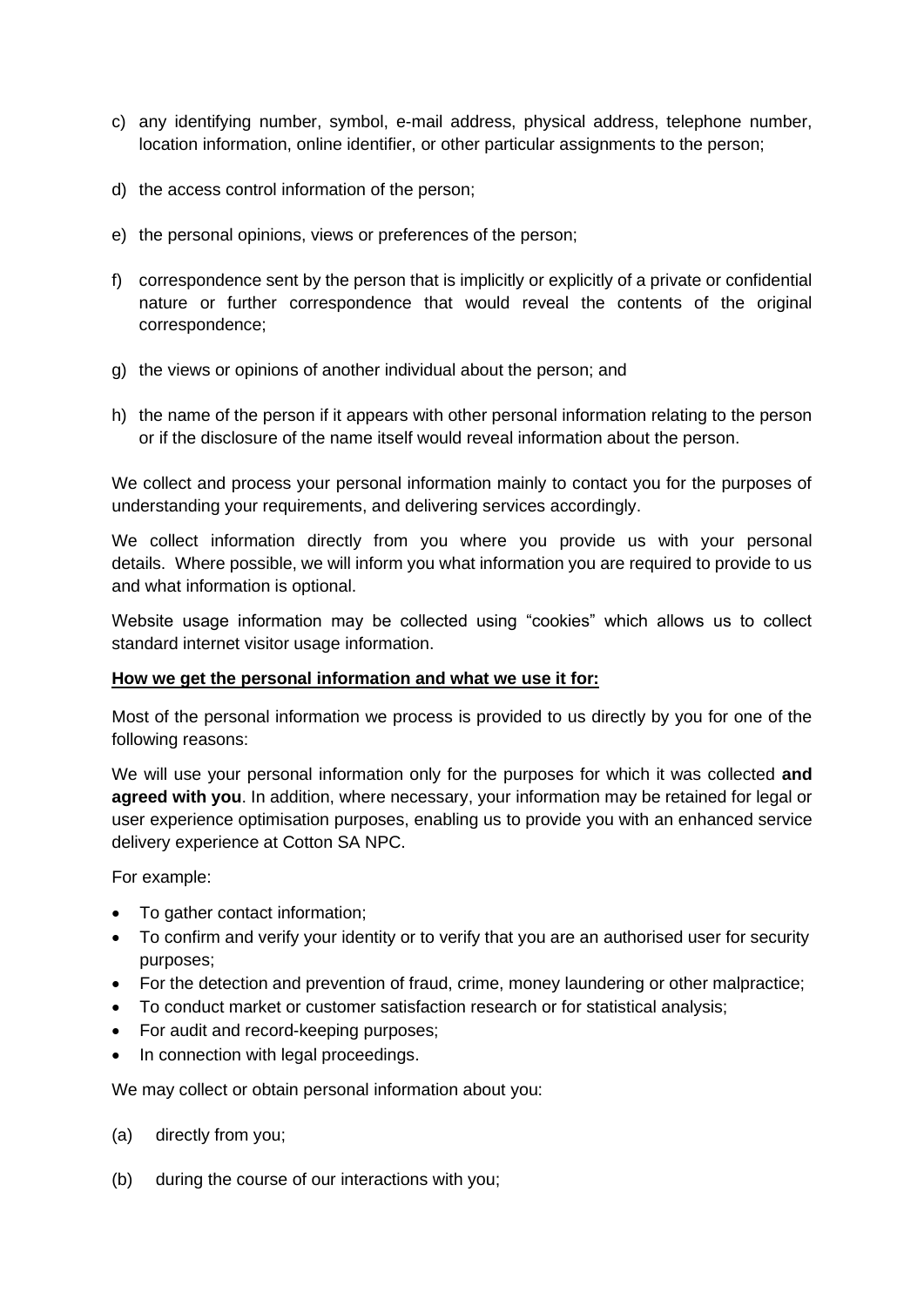c) any identifying number, symbol, e-mail address, physical address, telephone number, location information, online identifier, or other particular assignments to the person;

d) the access control information of the person;

e) the personal opinions, views or preferences of the person;

f) correspondence sent by the person that is implicitly or explicitly of a private or confidential nature or further correspondence that would reveal the contents of the original correspondence;

g) the views or opinions of another individual about the person; and

h) the name of the person if it appears with other personal information relating to the person or if the disclosure of the name itself would reveal information about the person.

We collect and process your personal information mainly to contact you for the purposes of understanding your requirements, and delivering services accordingly.

We collect information directly from you where you provide us with your personal details. Where possible, we will inform you what information you are required to provide to us and what information is optional.

Website usage information may be collected using "cookies" which allows us to collect standard internet visitor usage information.

**How we get the personal information and what we use it for:**

Most of the personal information we process is provided to us directly by you for one of the following reasons:

We will use your personal information only for the purposes for which it was collected **and agreed with you**. In addition, where necessary, your information may be retained for legal or user experience optimisation purposes, enabling us to provide you with an enhanced service delivery experience at Cotton SA NPC.

For example:

- To gather contact information;
- To confirm and verify your identity or to verify that you are an authorised user for security purposes;
- For the detection and prevention of fraud, crime, money laundering or other malpractice;
- To conduct market or customer satisfaction research or for statistical analysis;
- For audit and record-keeping purposes;
- In connection with legal proceedings.

We may collect or obtain personal information about you:

(a) directly from you;

(b) during the course of our interactions with you;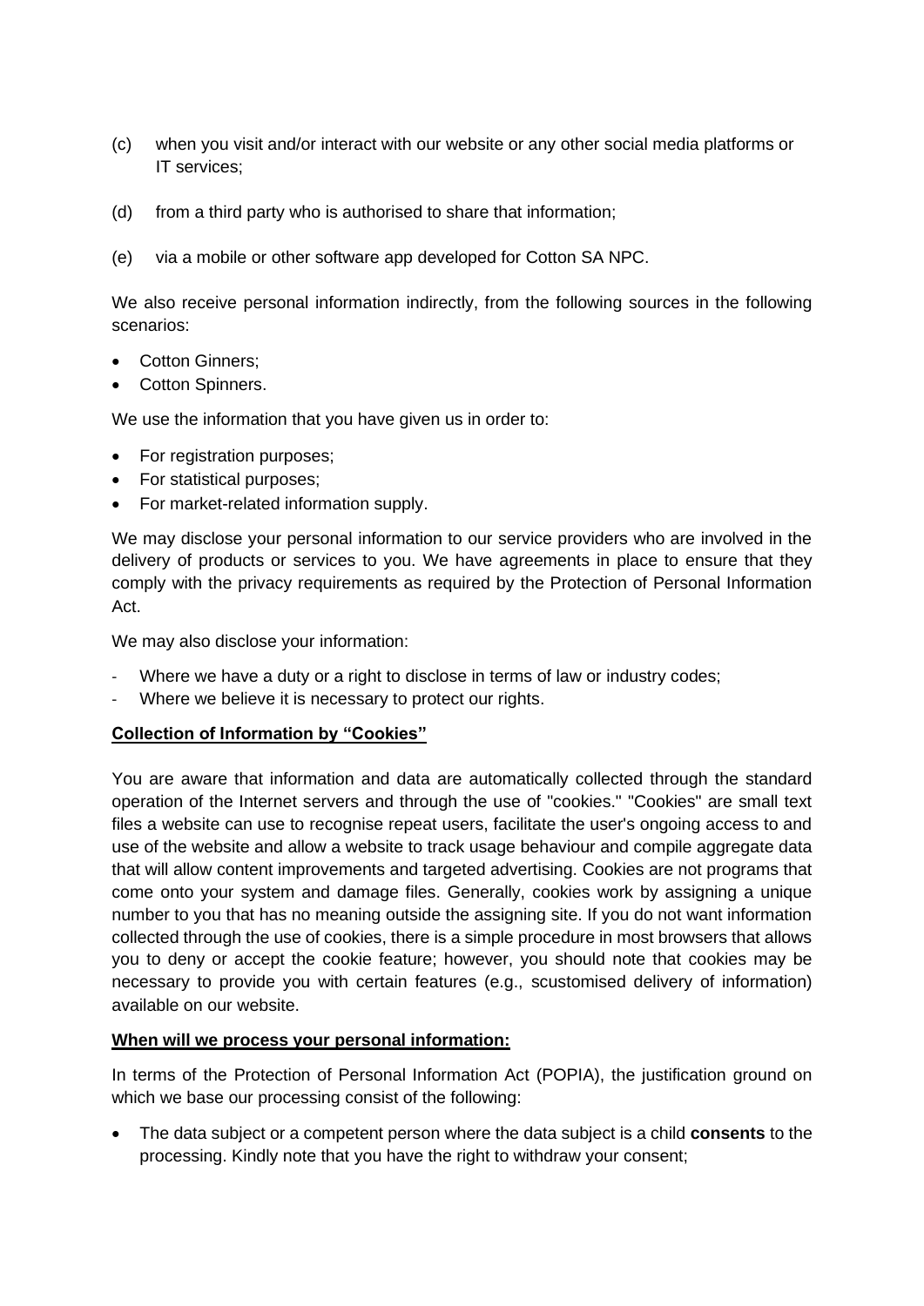(c) when you visit and/or interact with our website or any other social media platforms or IT services;

(d) from a third party who is authorised to share that information;

(e) via a mobile or other software app developed for Cotton SA NPC.

We also receive personal information indirectly, from the following sources in the following scenarios:

- Cotton Ginners;
- Cotton Spinners.

We use the information that you have given us in order to:

- For registration purposes;
- For statistical purposes;
- For market-related information supply.

We may disclose your personal information to our service providers who are involved in the delivery of products or services to you. We have agreements in place to ensure that they comply with the privacy requirements as required by the Protection of Personal Information Act.

We may also disclose your information:

- Where we have a duty or a right to disclose in terms of law or industry codes;
- Where we believe it is necessary to protect our rights.

**Collection of Information by "Cookies"**

You are aware that information and data are automatically collected through the standard operation of the Internet servers and through the use of "cookies." "Cookies" are small text files a website can use to recognise repeat users, facilitate the user's ongoing access to and use of the website and allow a website to track usage behaviour and compile aggregate data that will allow content improvements and targeted advertising. Cookies are not programs that come onto your system and damage files. Generally, cookies work by assigning a unique number to you that has no meaning outside the assigning site. If you do not want information collected through the use of cookies, there is a simple procedure in most browsers that allows you to deny or accept the cookie feature; however, you should note that cookies may be necessary to provide you with certain features (e.g., scustomised delivery of information) available on our website.

**When will we process your personal information:**

In terms of the Protection of Personal Information Act (POPIA), the justification ground on which we base our processing consist of the following:

- The data subject or a competent person where the data subject is a child **consents** to the processing. Kindly note that you have the right to withdraw your consent;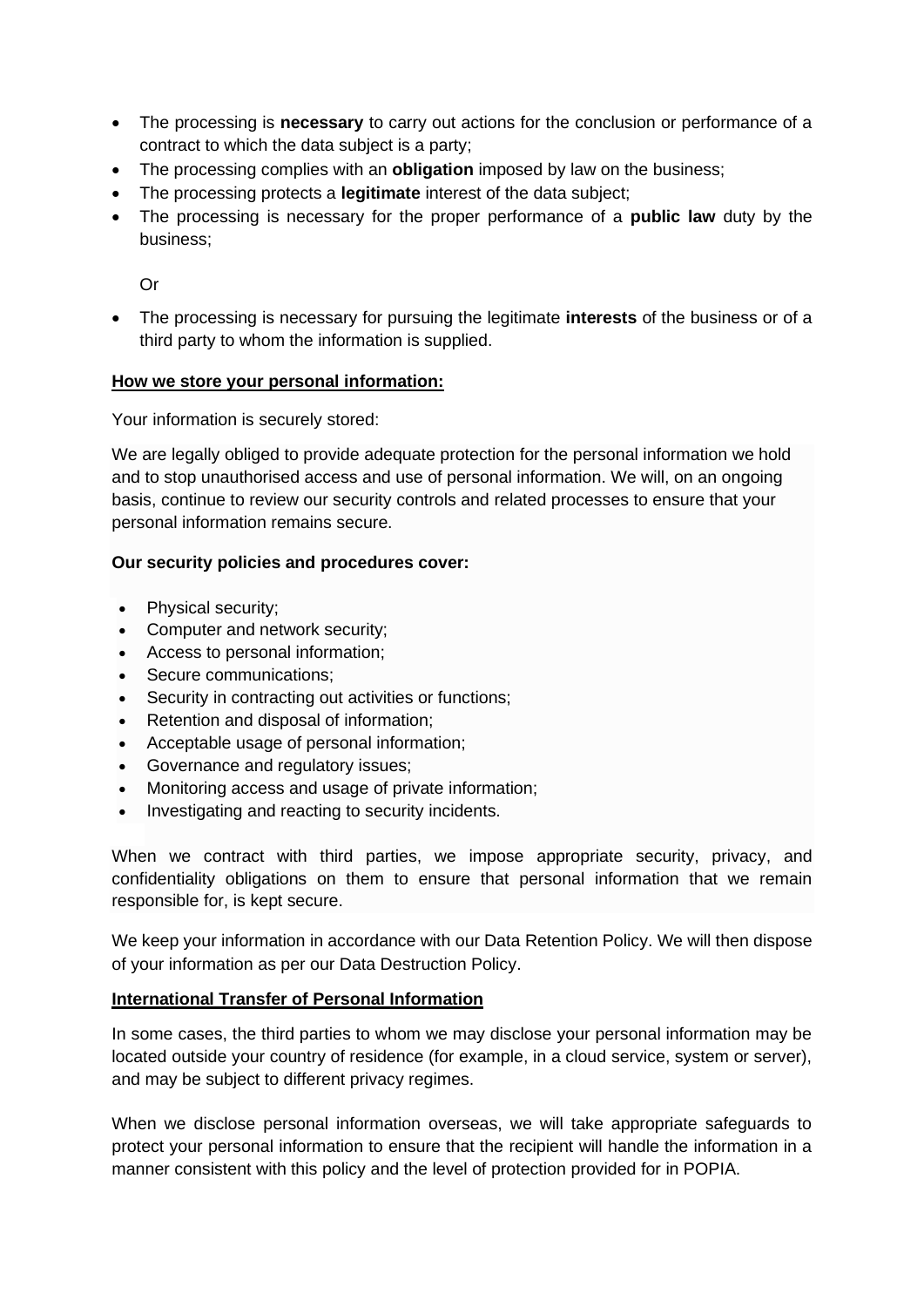- The processing is **necessary** to carry out actions for the conclusion or performance of a contract to which the data subject is a party;
- The processing complies with an **obligation** imposed by law on the business;
- The processing protects a **legitimate** interest of the data subject;
- The processing is necessary for the proper performance of a **public law** duty by the business;

  Or

- The processing is necessary for pursuing the legitimate **interests** of the business or of a third party to whom the information is supplied.

**<u>How we store your personal information:</u>**

Your information is securely stored:

We are legally obliged to provide adequate protection for the personal information we hold and to stop unauthorised access and use of personal information. We will, on an ongoing basis, continue to review our security controls and related processes to ensure that your personal information remains secure.

**Our security policies and procedures cover:**

- Physical security;
- Computer and network security;
- Access to personal information;
- Secure communications;
- Security in contracting out activities or functions;
- Retention and disposal of information;
- Acceptable usage of personal information;
- Governance and regulatory issues;
- Monitoring access and usage of private information;
- Investigating and reacting to security incidents.

When we contract with third parties, we impose appropriate security, privacy, and confidentiality obligations on them to ensure that personal information that we remain responsible for, is kept secure.

We keep your information in accordance with our Data Retention Policy. We will then dispose of your information as per our Data Destruction Policy.

**<u>International Transfer of Personal Information</u>**

In some cases, the third parties to whom we may disclose your personal information may be located outside your country of residence (for example, in a cloud service, system or server), and may be subject to different privacy regimes.

When we disclose personal information overseas, we will take appropriate safeguards to protect your personal information to ensure that the recipient will handle the information in a manner consistent with this policy and the level of protection provided for in POPIA.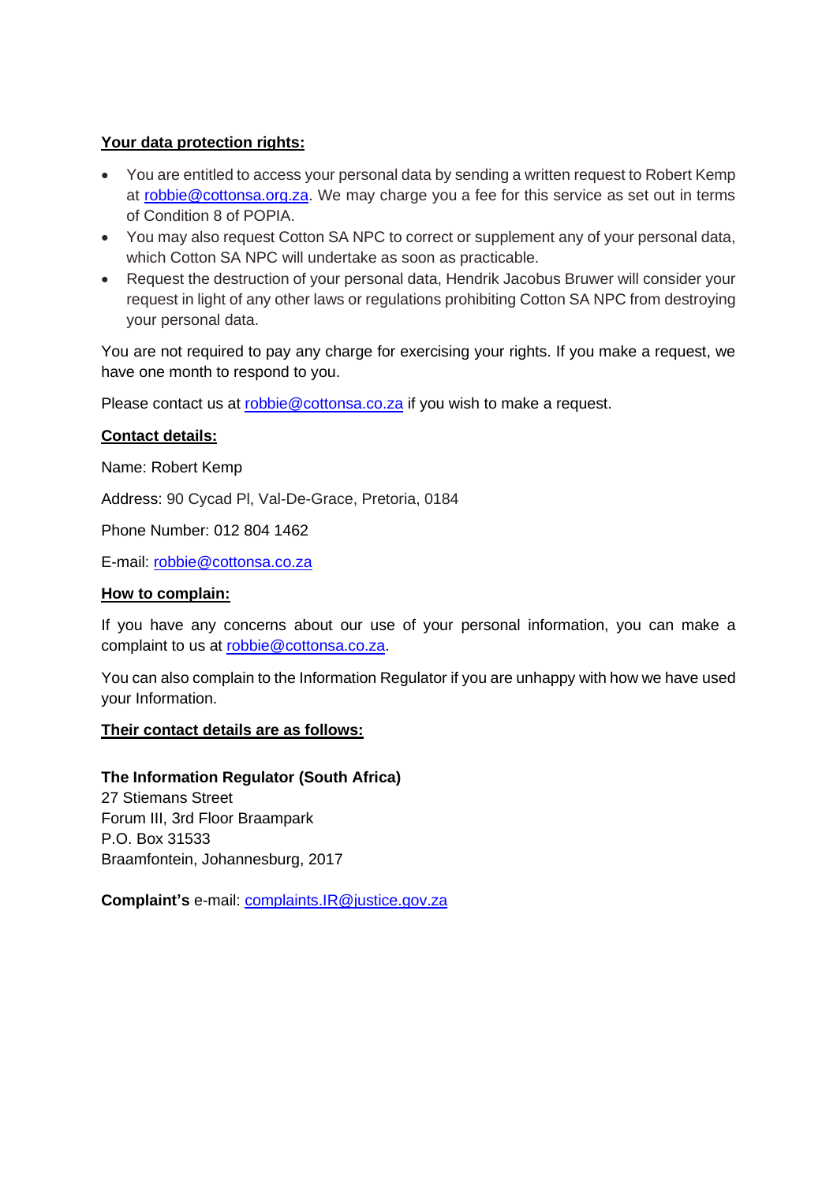**Your data protection rights:**

- You are entitled to access your personal data by sending a written request to Robert Kemp at robbie@cottonsa.org.za. We may charge you a fee for this service as set out in terms of Condition 8 of POPIA.
- You may also request Cotton SA NPC to correct or supplement any of your personal data, which Cotton SA NPC will undertake as soon as practicable.
- Request the destruction of your personal data, Hendrik Jacobus Bruwer will consider your request in light of any other laws or regulations prohibiting Cotton SA NPC from destroying your personal data.

You are not required to pay any charge for exercising your rights. If you make a request, we have one month to respond to you.

Please contact us at robbie@cottonsa.co.za if you wish to make a request.

**Contact details:**

Name: Robert Kemp

Address: 90 Cycad Pl, Val-De-Grace, Pretoria, 0184

Phone Number: 012 804 1462

E-mail: robbie@cottonsa.co.za

**How to complain:**

If you have any concerns about our use of your personal information, you can make a complaint to us at robbie@cottonsa.co.za.

You can also complain to the Information Regulator if you are unhappy with how we have used your Information.

**Their contact details are as follows:**

**The Information Regulator (South Africa)**
27 Stiemans Street
Forum III, 3rd Floor Braampark
P.O. Box 31533
Braamfontein, Johannesburg, 2017

**Complaint's** e-mail: complaints.IR@justice.gov.za